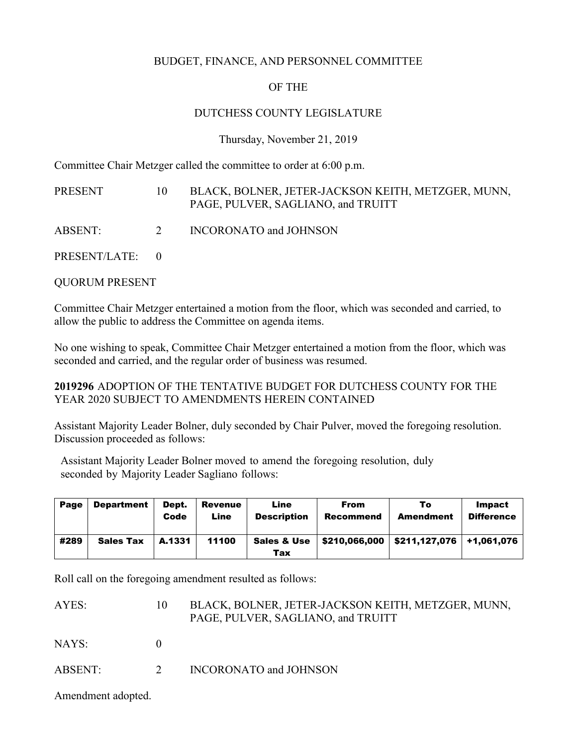BUDGET, FINANCE, AND PERSONNEL COMMITTEE

OF THE

DUTCHESS COUNTY LEGISLATURE

Thursday, November 21, 2019

Committee Chair Metzger called the committee to order at 6:00 p.m.

PRESENT 10 BLACK, BOLNER, JETER-JACKSON KEITH, METZGER, MUNN, PAGE, PULVER, SAGLIANO, and TRUITT

ABSENT: 2 INCORONATO and JOHNSON

PRESENT/LATE: 0

QUORUM PRESENT

Committee Chair Metzger entertained a motion from the floor, which was seconded and carried, to allow the public to address the Committee on agenda items.

No one wishing to speak, Committee Chair Metzger entertained a motion from the floor, which was seconded and carried, and the regular order of business was resumed.

**2019296** ADOPTION OF THE TENTATIVE BUDGET FOR DUTCHESS COUNTY FOR THE YEAR 2020 SUBJECT TO AMENDMENTS HEREIN CONTAINED

Assistant Majority Leader Bolner, duly seconded by Chair Pulver, moved the foregoing resolution. Discussion proceeded as follows:

Assistant Majority Leader Bolner moved to amend the foregoing resolution, duly seconded by Majority Leader Sagliano follows:

| Page | Department | Dept. Code | Revenue Line | Line Description | From Recommend | To Amendment | Impact Difference |
|---|---|---|---|---|---|---|---|
| #289 | Sales Tax | A.1331 | 11100 | Sales & Use Tax | $210,066,000 | $211,127,076 | +1,061,076 |

Roll call on the foregoing amendment resulted as follows:

AYES: 10 BLACK, BOLNER, JETER-JACKSON KEITH, METZGER, MUNN, PAGE, PULVER, SAGLIANO, and TRUITT

NAYS: 0

ABSENT: 2 INCORONATO and JOHNSON

Amendment adopted.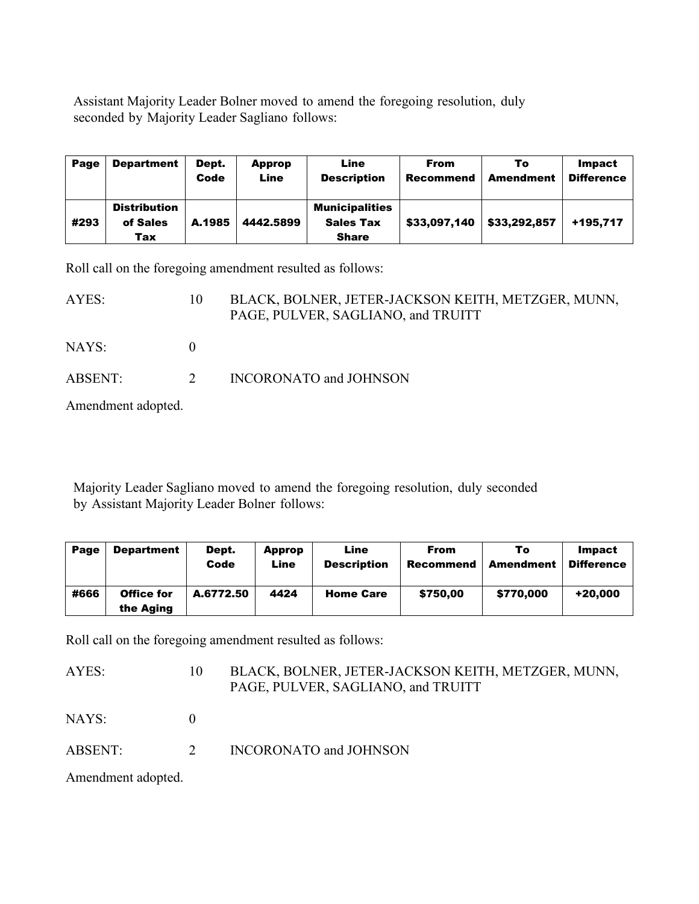Assistant Majority Leader Bolner moved to amend the foregoing resolution, duly seconded by Majority Leader Sagliano follows:

| Page | Department | Dept. Code | Approp Line | Line Description | From Recommend | To Amendment | Impact Difference |
|---|---|---|---|---|---|---|---|
| #293 | Distribution of Sales Tax | A.1985 | 4442.5899 | Municipalities Sales Tax Share | $33,097,140 | $33,292,857 | +195,717 |

Roll call on the foregoing amendment resulted as follows:

AYES: 10 BLACK, BOLNER, JETER-JACKSON KEITH, METZGER, MUNN, PAGE, PULVER, SAGLIANO, and TRUITT

NAYS: 0

ABSENT: 2 INCORONATO and JOHNSON

Amendment adopted.

Majority Leader Sagliano moved to amend the foregoing resolution, duly seconded by Assistant Majority Leader Bolner follows:

| Page | Department | Dept. Code | Approp Line | Line Description | From Recommend | To Amendment | Impact Difference |
|---|---|---|---|---|---|---|---|
| #666 | Office for the Aging | A.6772.50 | 4424 | Home Care | $750,00 | $770,000 | +20,000 |

Roll call on the foregoing amendment resulted as follows:

AYES: 10 BLACK, BOLNER, JETER-JACKSON KEITH, METZGER, MUNN, PAGE, PULVER, SAGLIANO, and TRUITT

NAYS: 0

ABSENT: 2 INCORONATO and JOHNSON

Amendment adopted.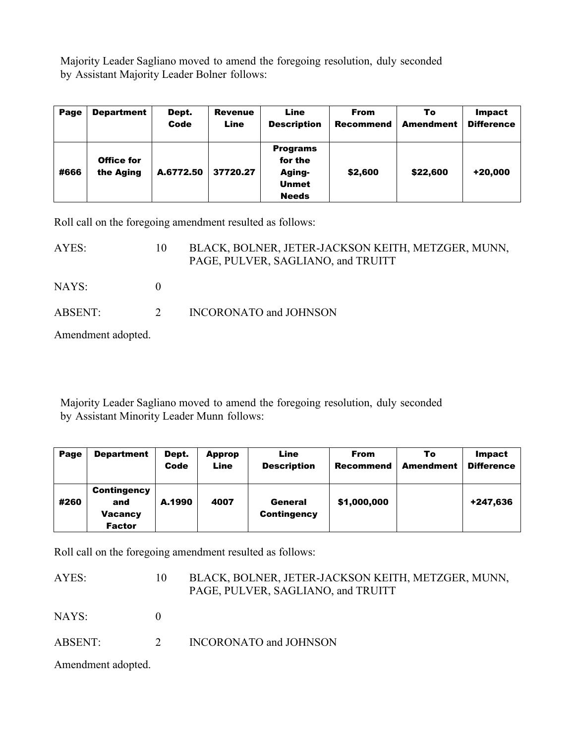Majority Leader Sagliano moved to amend the foregoing resolution, duly seconded by Assistant Majority Leader Bolner follows:

| Page | Department | Dept. Code | Revenue Line | Line Description | From Recommend | To Amendment | Impact Difference |
|---|---|---|---|---|---|---|---|
| #666 | Office for the Aging | A.6772.50 | 37720.27 | Programs for the Aging-Unmet Needs | $2,600 | $22,600 | +20,000 |

Roll call on the foregoing amendment resulted as follows:

AYES: 10 BLACK, BOLNER, JETER-JACKSON KEITH, METZGER, MUNN, PAGE, PULVER, SAGLIANO, and TRUITT

NAYS: 0

ABSENT: 2 INCORONATO and JOHNSON

Amendment adopted.

Majority Leader Sagliano moved to amend the foregoing resolution, duly seconded by Assistant Minority Leader Munn follows:

| Page | Department | Dept. Code | Approp Line | Line Description | From Recommend | To Amendment | Impact Difference |
|---|---|---|---|---|---|---|---|
| #260 | Contingency and Vacancy Factor | A.1990 | 4007 | General Contingency | $1,000,000 | | +247,636 |

Roll call on the foregoing amendment resulted as follows:

AYES: 10 BLACK, BOLNER, JETER-JACKSON KEITH, METZGER, MUNN, PAGE, PULVER, SAGLIANO, and TRUITT

NAYS: 0

ABSENT: 2 INCORONATO and JOHNSON

Amendment adopted.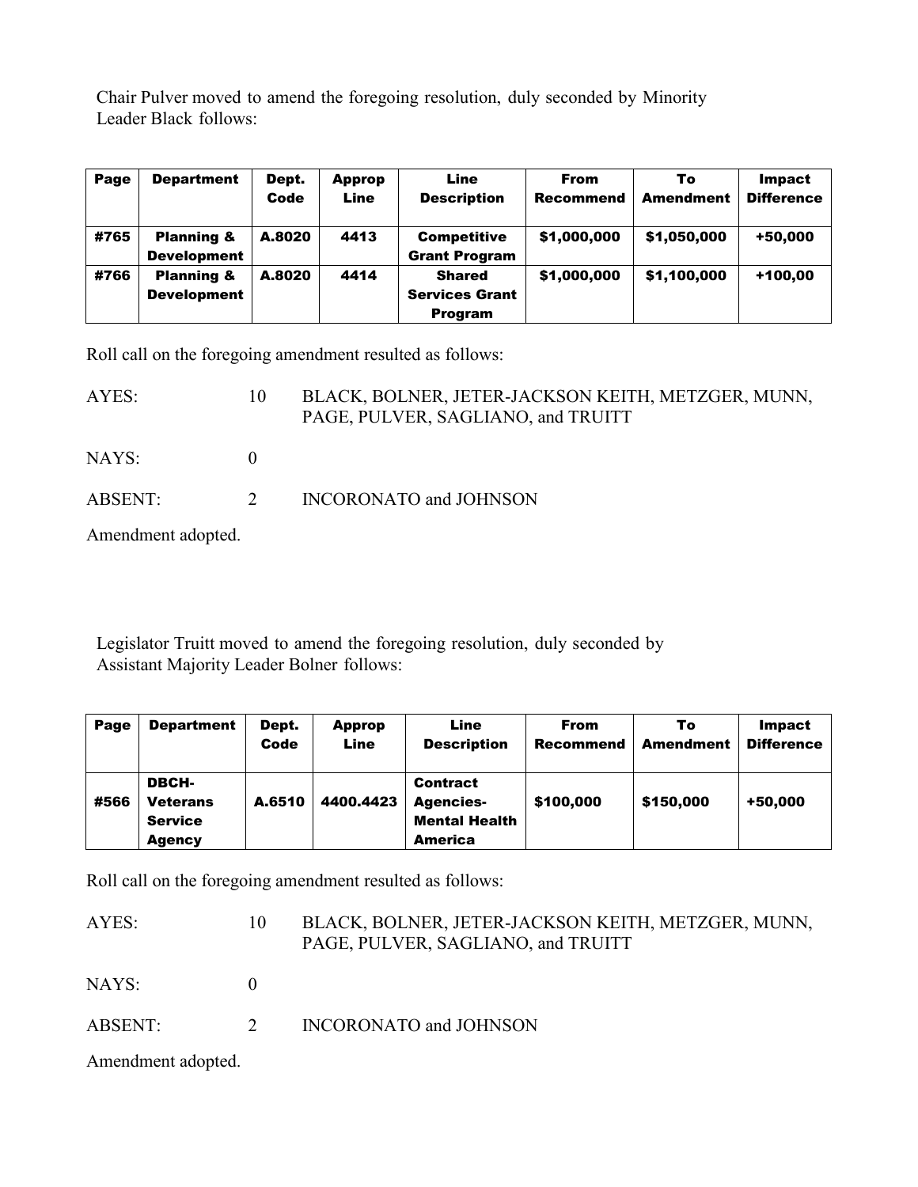Chair Pulver moved to amend the foregoing resolution, duly seconded by Minority Leader Black follows:

| Page | Department | Dept. Code | Approp Line | Line Description | From Recommend | To Amendment | Impact Difference |
|---|---|---|---|---|---|---|---|
| #765 | Planning & Development | A.8020 | 4413 | Competitive Grant Program | $1,000,000 | $1,050,000 | +50,000 |
| #766 | Planning & Development | A.8020 | 4414 | Shared Services Grant Program | $1,000,000 | $1,100,000 | +100,00 |

Roll call on the foregoing amendment resulted as follows:

AYES: 10 BLACK, BOLNER, JETER-JACKSON KEITH, METZGER, MUNN, PAGE, PULVER, SAGLIANO, and TRUITT

NAYS: 0

ABSENT: 2 INCORONATO and JOHNSON

Amendment adopted.

Legislator Truitt moved to amend the foregoing resolution, duly seconded by Assistant Majority Leader Bolner follows:

| Page | Department | Dept. Code | Approp Line | Line Description | From Recommend | To Amendment | Impact Difference |
|---|---|---|---|---|---|---|---|
| #566 | DBCH-Veterans Service Agency | A.6510 | 4400.4423 | Contract Agencies-Mental Health America | $100,000 | $150,000 | +50,000 |

Roll call on the foregoing amendment resulted as follows:

AYES: 10 BLACK, BOLNER, JETER-JACKSON KEITH, METZGER, MUNN, PAGE, PULVER, SAGLIANO, and TRUITT

NAYS: 0

ABSENT: 2 INCORONATO and JOHNSON

Amendment adopted.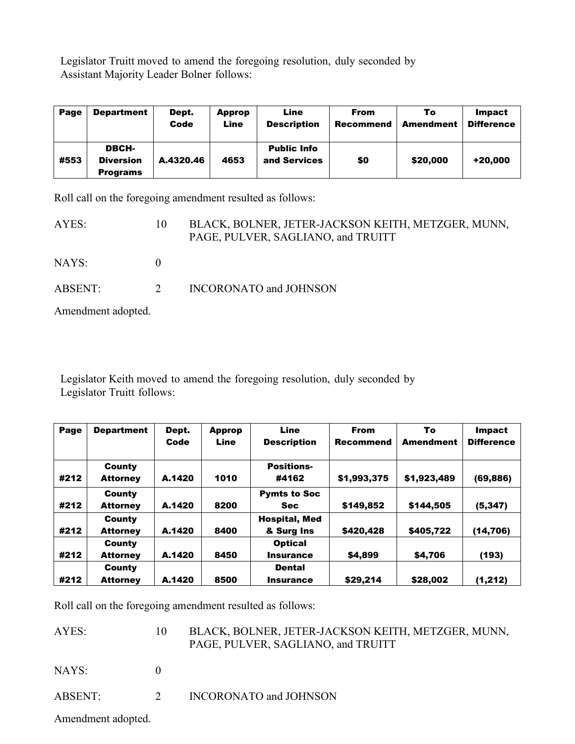Legislator Truitt moved to amend the foregoing resolution, duly seconded by Assistant Majority Leader Bolner follows:

| Page | Department | Dept. Code | Approp Line | Line Description | From Recommend | To Amendment | Impact Difference |
|---|---|---|---|---|---|---|---|
| #553 | DBCH-Diversion Programs | A.4320.46 | 4653 | Public Info and Services | $0 | $20,000 | +20,000 |

Roll call on the foregoing amendment resulted as follows:

AYES: 10 BLACK, BOLNER, JETER-JACKSON KEITH, METZGER, MUNN, PAGE, PULVER, SAGLIANO, and TRUITT

NAYS: 0

ABSENT: 2 INCORONATO and JOHNSON

Amendment adopted.

Legislator Keith moved to amend the foregoing resolution, duly seconded by Legislator Truitt follows:

| Page | Department | Dept. Code | Approp Line | Line Description | From Recommend | To Amendment | Impact Difference |
|---|---|---|---|---|---|---|---|
| #212 | County Attorney | A.1420 | 1010 | Positions-#4162 | $1,993,375 | $1,923,489 | (69,886) |
| #212 | County Attorney | A.1420 | 8200 | Pymts to Soc Sec | $149,852 | $144,505 | (5,347) |
| #212 | County Attorney | A.1420 | 8400 | Hospital, Med & Surg Ins | $420,428 | $405,722 | (14,706) |
| #212 | County Attorney | A.1420 | 8450 | Optical Insurance | $4,899 | $4,706 | (193) |
| #212 | County Attorney | A.1420 | 8500 | Dental Insurance | $29,214 | $28,002 | (1,212) |

Roll call on the foregoing amendment resulted as follows:

AYES: 10 BLACK, BOLNER, JETER-JACKSON KEITH, METZGER, MUNN, PAGE, PULVER, SAGLIANO, and TRUITT

NAYS: 0

ABSENT: 2 INCORONATO and JOHNSON

Amendment adopted.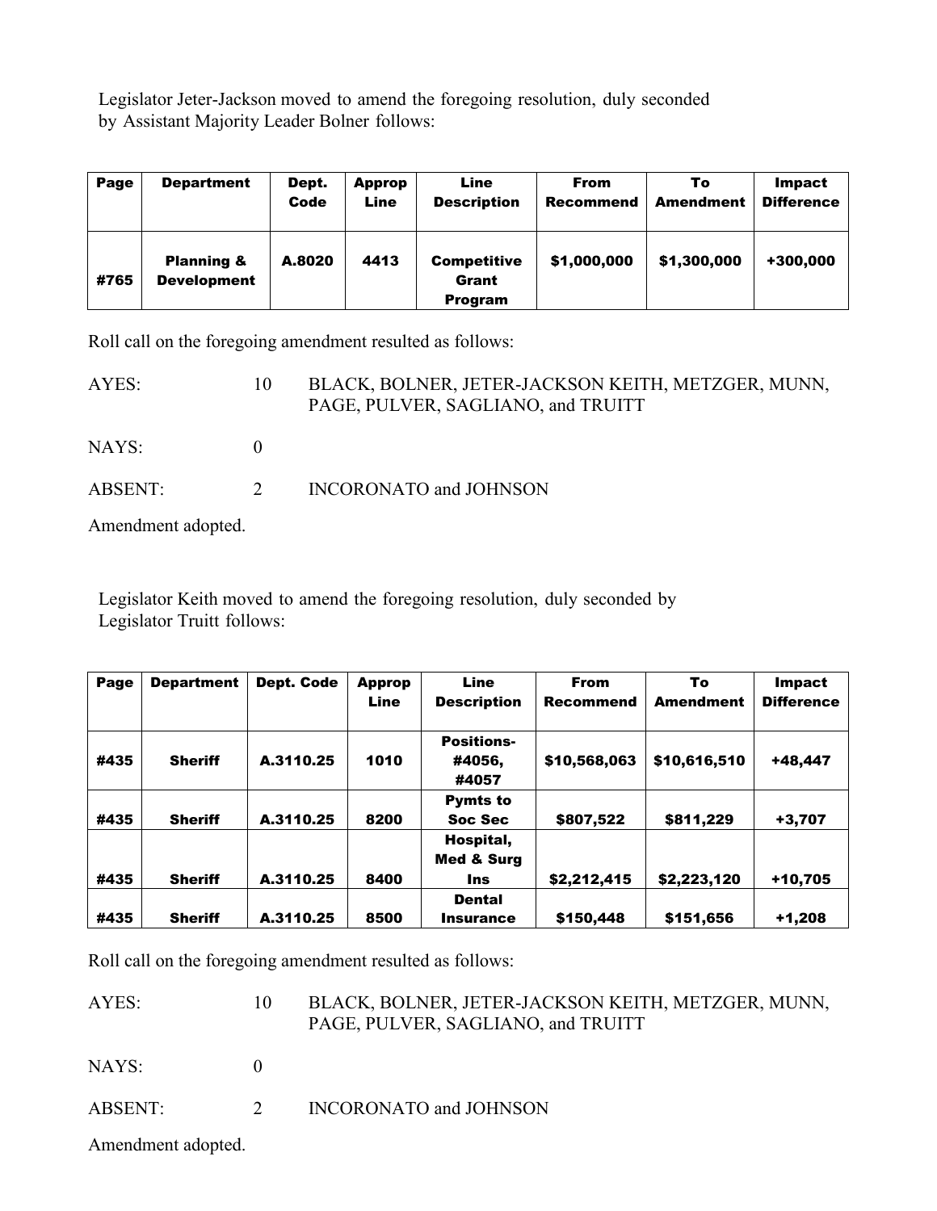Legislator Jeter-Jackson moved to amend the foregoing resolution, duly seconded by Assistant Majority Leader Bolner follows:

| Page | Department | Dept. Code | Approp Line | Line Description | From Recommend | To Amendment | Impact Difference |
|---|---|---|---|---|---|---|---|
| #765 | Planning & Development | A.8020 | 4413 | Competitive Grant Program | $1,000,000 | $1,300,000 | +300,000 |

Roll call on the foregoing amendment resulted as follows:

AYES: 10 BLACK, BOLNER, JETER-JACKSON KEITH, METZGER, MUNN, PAGE, PULVER, SAGLIANO, and TRUITT

NAYS: 0

ABSENT: 2 INCORONATO and JOHNSON

Amendment adopted.

Legislator Keith moved to amend the foregoing resolution, duly seconded by Legislator Truitt follows:

| Page | Department | Dept. Code | Approp Line | Line Description | From Recommend | To Amendment | Impact Difference |
|---|---|---|---|---|---|---|---|
| #435 | Sheriff | A.3110.25 | 1010 | Positions-#4056, #4057 | $10,568,063 | $10,616,510 | +48,447 |
| #435 | Sheriff | A.3110.25 | 8200 | Pymts to Soc Sec | $807,522 | $811,229 | +3,707 |
| #435 | Sheriff | A.3110.25 | 8400 | Hospital, Med & Surg Ins | $2,212,415 | $2,223,120 | +10,705 |
| #435 | Sheriff | A.3110.25 | 8500 | Dental Insurance | $150,448 | $151,656 | +1,208 |

Roll call on the foregoing amendment resulted as follows:

AYES: 10 BLACK, BOLNER, JETER-JACKSON KEITH, METZGER, MUNN, PAGE, PULVER, SAGLIANO, and TRUITT

NAYS: 0

ABSENT: 2 INCORONATO and JOHNSON

Amendment adopted.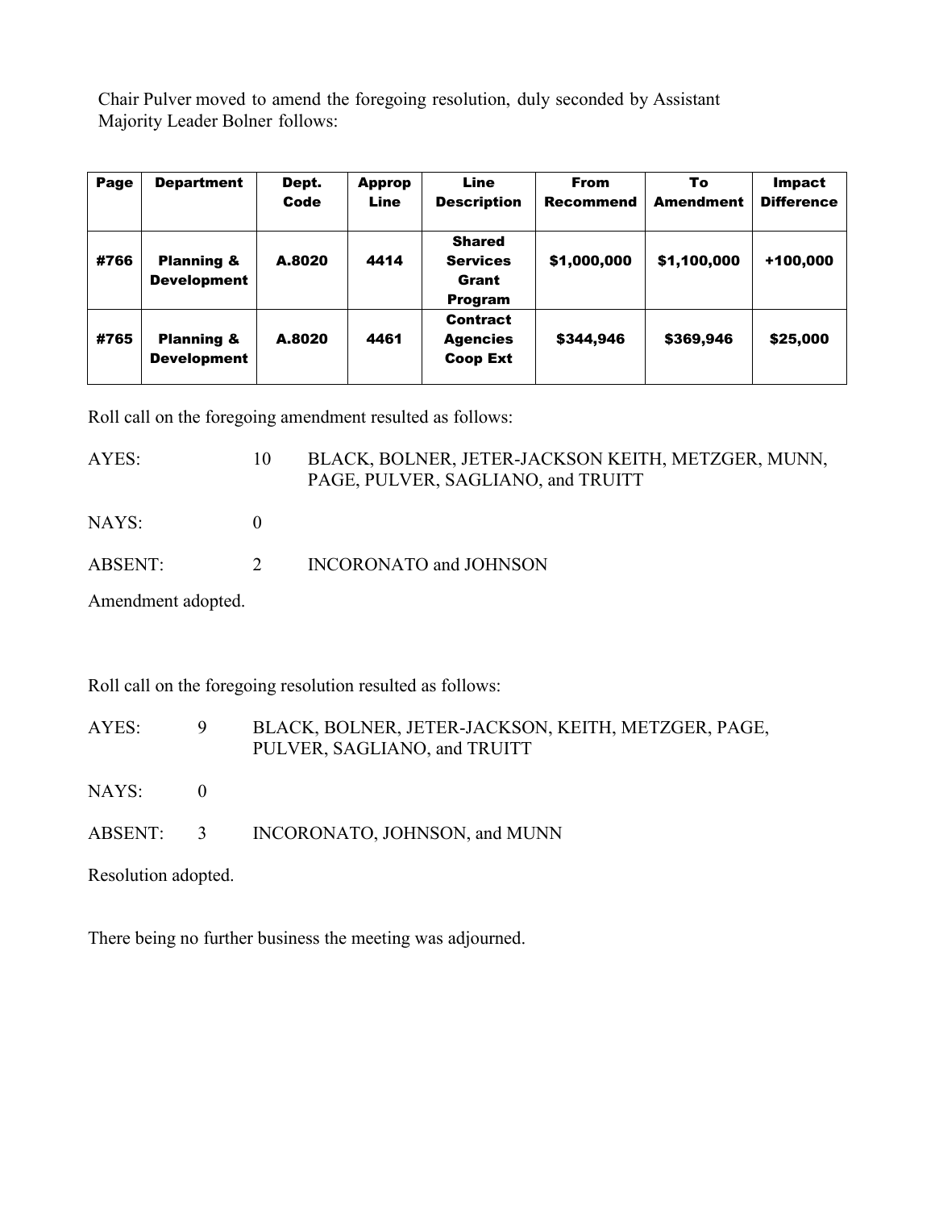Chair Pulver moved to amend the foregoing resolution, duly seconded by Assistant Majority Leader Bolner follows:

| Page | Department | Dept. Code | Approp Line | Line Description | From Recommend | To Amendment | Impact Difference |
|---|---|---|---|---|---|---|---|
| #766 | Planning & Development | A.8020 | 4414 | Shared Services Grant Program | $1,000,000 | $1,100,000 | +100,000 |
| #765 | Planning & Development | A.8020 | 4461 | Contract Agencies Coop Ext | $344,946 | $369,946 | $25,000 |

Roll call on the foregoing amendment resulted as follows:

AYES: 10 BLACK, BOLNER, JETER-JACKSON KEITH, METZGER, MUNN, PAGE, PULVER, SAGLIANO, and TRUITT

NAYS: 0

ABSENT: 2 INCORONATO and JOHNSON

Amendment adopted.

Roll call on the foregoing resolution resulted as follows:

AYES: 9 BLACK, BOLNER, JETER-JACKSON, KEITH, METZGER, PAGE, PULVER, SAGLIANO, and TRUITT

NAYS: 0

ABSENT: 3 INCORONATO, JOHNSON, and MUNN

Resolution adopted.

There being no further business the meeting was adjourned.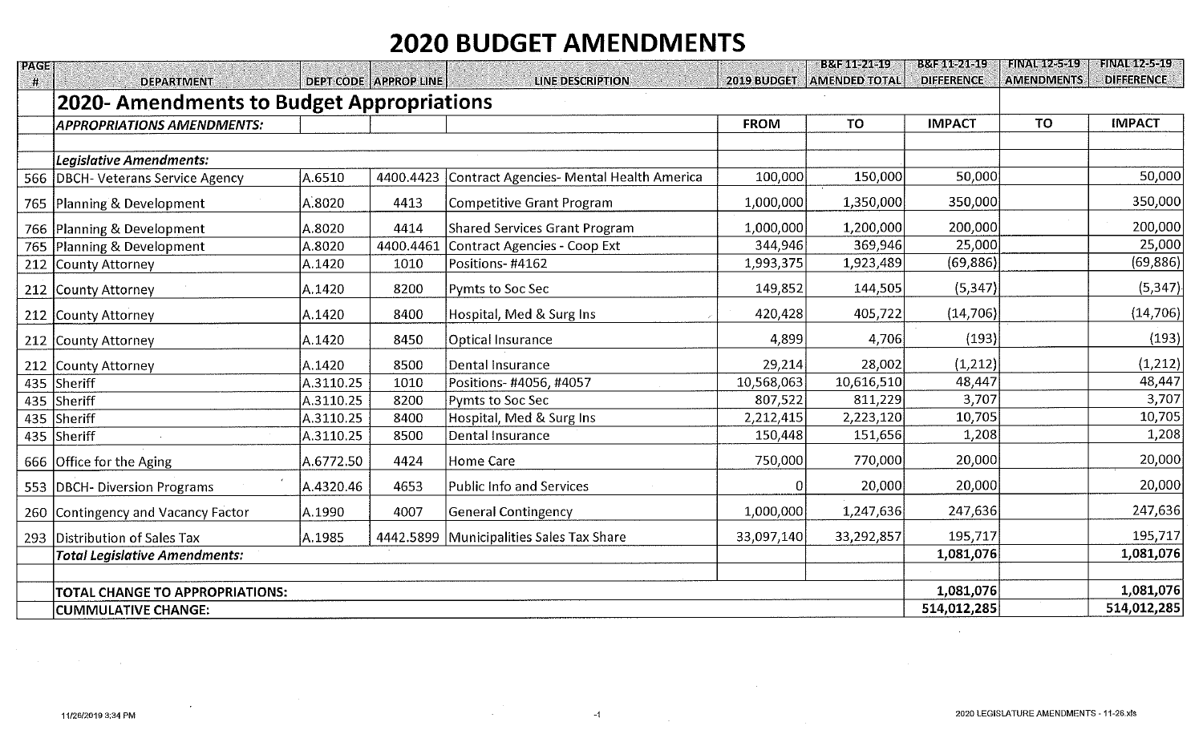# 2020 BUDGET AMENDMENTS

| PAGE # | DEPARTMENT | DEPT CODE | APPROP LINE | LINE DESCRIPTION | 2019 BUDGET | B&F 11-21-19 AMENDED TOTAL | B&F 11-21-19 DIFFERENCE | FINAL 12-5-19 AMENDMENTS | FINAL 12-5-19 DIFFERENCE |
|---|---|---|---|---|---|---|---|---|---|
| | **2020- Amendments to Budget Appropriations** | | | | | | | | |
| | ***APPROPRIATIONS AMENDMENTS:*** | | | | **FROM** | **TO** | **IMPACT** | **TO** | **IMPACT** |
| | | | | | | | | | |
| | ***Legislative Amendments:*** | | | | | | | | |
| 566 | DBCH- Veterans Service Agency | A.6510 | 4400.4423 | Contract Agencies- Mental Health America | 100,000 | 150,000 | 50,000 | | 50,000 |
| 765 | Planning & Development | A.8020 | 4413 | Competitive Grant Program | 1,000,000 | 1,350,000 | 350,000 | | 350,000 |
| 766 | Planning & Development | A.8020 | 4414 | Shared Services Grant Program | 1,000,000 | 1,200,000 | 200,000 | | 200,000 |
| 765 | Planning & Development | A.8020 | 4400.4461 | Contract Agencies - Coop Ext | 344,946 | 369,946 | 25,000 | | 25,000 |
| 212 | County Attorney | A.1420 | 1010 | Positions- #4162 | 1,993,375 | 1,923,489 | (69,886) | | (69,886) |
| 212 | County Attorney | A.1420 | 8200 | Pymts to Soc Sec | 149,852 | 144,505 | (5,347) | | (5,347) |
| 212 | County Attorney | A.1420 | 8400 | Hospital, Med & Surg Ins | 420,428 | 405,722 | (14,706) | | (14,706) |
| 212 | County Attorney | A.1420 | 8450 | Optical Insurance | 4,899 | 4,706 | (193) | | (193) |
| 212 | County Attorney | A.1420 | 8500 | Dental Insurance | 29,214 | 28,002 | (1,212) | | (1,212) |
| 435 | Sheriff | A.3110.25 | 1010 | Positions- #4056, #4057 | 10,568,063 | 10,616,510 | 48,447 | | 48,447 |
| 435 | Sheriff | A.3110.25 | 8200 | Pymts to Soc Sec | 807,522 | 811,229 | 3,707 | | 3,707 |
| 435 | Sheriff | A.3110.25 | 8400 | Hospital, Med & Surg Ins | 2,212,415 | 2,223,120 | 10,705 | | 10,705 |
| 435 | Sheriff | A.3110.25 | 8500 | Dental Insurance | 150,448 | 151,656 | 1,208 | | 1,208 |
| 666 | Office for the Aging | A.6772.50 | 4424 | Home Care | 750,000 | 770,000 | 20,000 | | 20,000 |
| 553 | DBCH- Diversion Programs | A.4320.46 | 4653 | Public Info and Services | 0 | 20,000 | 20,000 | | 20,000 |
| 260 | Contingency and Vacancy Factor | A.1990 | 4007 | General Contingency | 1,000,000 | 1,247,636 | 247,636 | | 247,636 |
| 293 | Distribution of Sales Tax | A.1985 | 4442.5899 | Municipalities Sales Tax Share | 33,097,140 | 33,292,857 | 195,717 | | 195,717 |
| | ***Total Legislative Amendments:*** | | | | | | **1,081,076** | | **1,081,076** |
| | | | | | | | | | |
| | **TOTAL CHANGE TO APPROPRIATIONS:** | | | | | | **1,081,076** | | **1,081,076** |
| | **CUMMULATIVE CHANGE:** | | | | | | **514,012,285** | | **514,012,285** |

11/26/2019 3:34 PM

2020 LEGISLATURE AMENDMENTS - 11-26.xls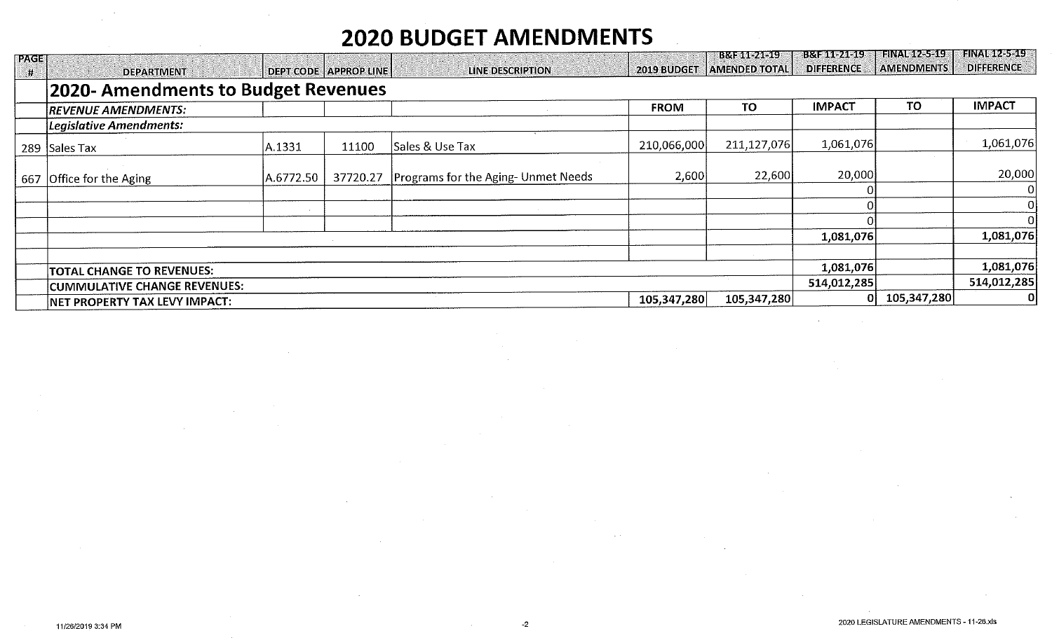# 2020 BUDGET AMENDMENTS

| PAGE # | DEPARTMENT | DEPT CODE | APPROP LINE | LINE DESCRIPTION | 2019 BUDGET | B&F 11-21-19 AMENDED TOTAL | B&F 11-21-19 DIFFERENCE | FINAL 12-5-19 AMENDMENTS | FINAL 12-5-19 DIFFERENCE |
|---|---|---|---|---|---|---|---|---|---|
| | **2020- Amendments to Budget Revenues** | | | | | | | | |
| | *REVENUE AMENDMENTS:* | | | | **FROM** | **TO** | **IMPACT** | **TO** | **IMPACT** |
| | *Legislative Amendments:* | | | | | | | | |
| 289 | Sales Tax | A.1331 | 11100 | Sales & Use Tax | 210,066,000 | 211,127,076 | 1,061,076 | | 1,061,076 |
| 667 | Office for the Aging | A.6772.50 | 37720.27 | Programs for the Aging- Unmet Needs | 2,600 | 22,600 | 20,000 | | 20,000 |
| | | | | | | | 0 | | 0 |
| | | | | | | | 0 | | 0 |
| | | | | | | | 0 | | 0 |
| | | | | | | | 1,081,076 | | 1,081,076 |
| | | | | | | | | | |
| | **TOTAL CHANGE TO REVENUES:** | | | | | | 1,081,076 | | 1,081,076 |
| | **CUMMULATIVE CHANGE REVENUES:** | | | | | | 514,012,285 | | 514,012,285 |
| | **NET PROPERTY TAX LEVY IMPACT:** | | | | 105,347,280 | 105,347,280 | 0 | 105,347,280 | 0 |

11/26/2019 3:34 PM

2020 LEGISLATURE AMENDMENTS - 11-26.xls